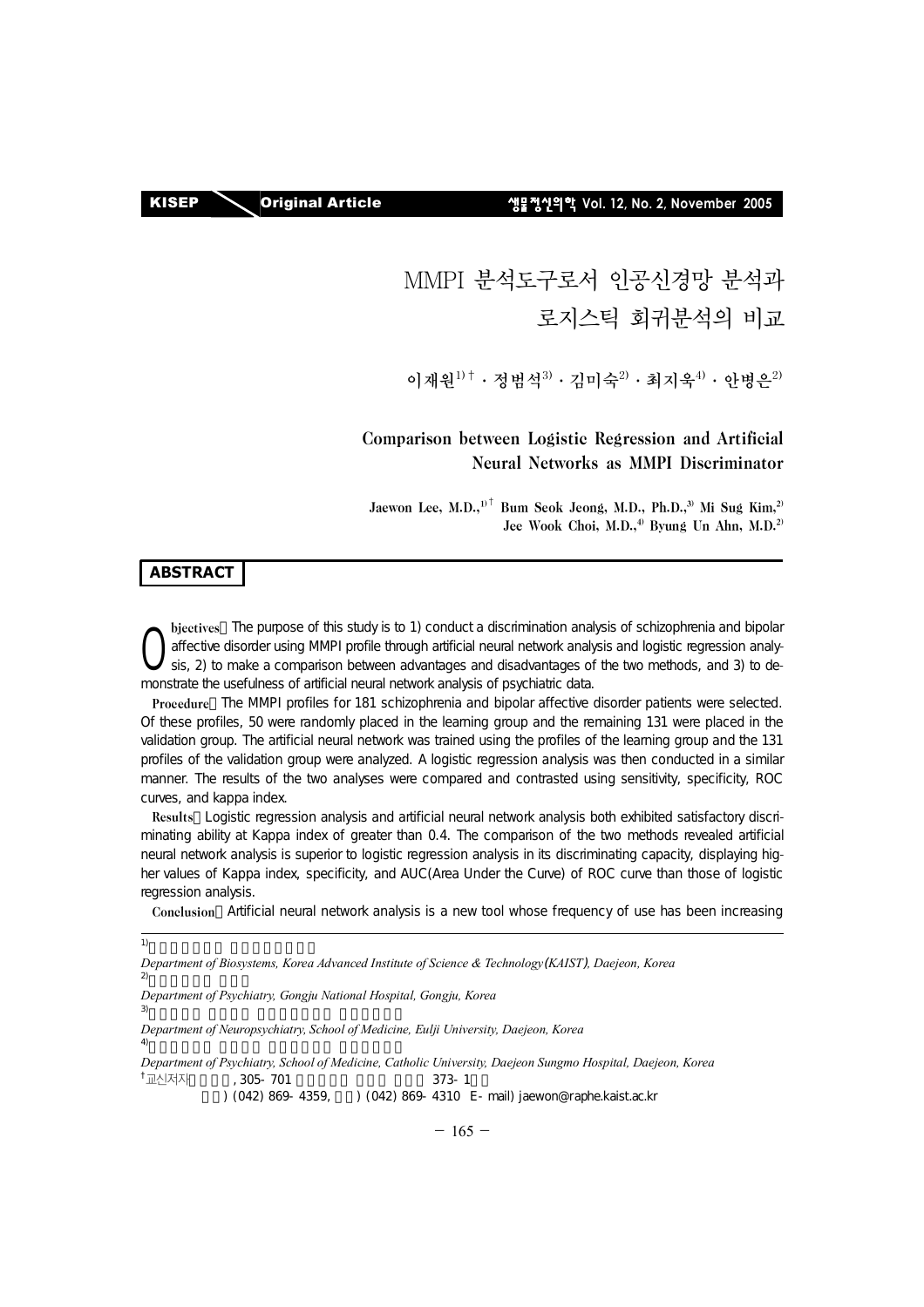# MMPI 분석도구로서 인공신경망 분석과 로지스틱 회귀분석의 비교

이재원[1)†] · 정범석[3)] · 김미숙[2)] · 최지욱[4)] · 안병은[2)]

## Comparison between Logistic Regression and Artificial Neural Networks as MMPI Discriminator

Jaewon Lee, M.D.,[1)†] Bum Seok Jeong, M.D., Ph.D.,[3)] Mi Sug Kim,[2)] Jee Wook Choi, M.D.,[4)] Byung Un Ahn, M.D.[2)]

### ABSTRACT

**Objectives**: The purpose of this study is to 1) conduct a discrimination analysis of schizophrenia and bipolar affective disorder using MMPI profile through artificial neural network analysis and logistic regression analysis, 2) to make a comparison between advantages and disadvantages of the two methods, and 3) to demonstrate the usefulness of artificial neural network analysis of psychiatric data.

**Procedure**: The MMPI profiles for 181 schizophrenia and bipolar affective disorder patients were selected. Of these profiles, 50 were randomly placed in the learning group and the remaining 131 were placed in the validation group. The artificial neural network was trained using the profiles of the learning group and the 131 profiles of the validation group were analyzed. A logistic regression analysis was then conducted in a similar manner. The results of the two analyses were compared and contrasted using sensitivity, specificity, ROC curves, and kappa index.

**Results**: Logistic regression analysis and artificial neural network analysis both exhibited satisfactory discriminating ability at Kappa index of greater than 0.4. The comparison of the two methods revealed artificial neural network analysis is superior to logistic regression analysis in its discriminating capacity, displaying higher values of Kappa index, specificity, and AUC(Area Under the Curve) of ROC curve than those of logistic regression analysis.

**Conclusion**: Artificial neural network analysis is a new tool whose frequency of use has been increasing

---

[1)] *Department of Biosystems, Korea Advanced Institute of Science & Technology(KAIST), Daejeon, Korea*

[2)] *Department of Psychiatry, Gongju National Hospital, Gongju, Korea*

[3)] *Department of Neuropsychiatry, School of Medicine, Eulji University, Daejeon, Korea*

[4)] *Department of Psychiatry, School of Medicine, Catholic University, Daejeon Sungmo Hospital, Daejeon, Korea*

†교신저자 , 305-701 373-1

) (042) 869-4359, ) (042) 869-4310 E-mail) jaewon@raphe.kaist.ac.kr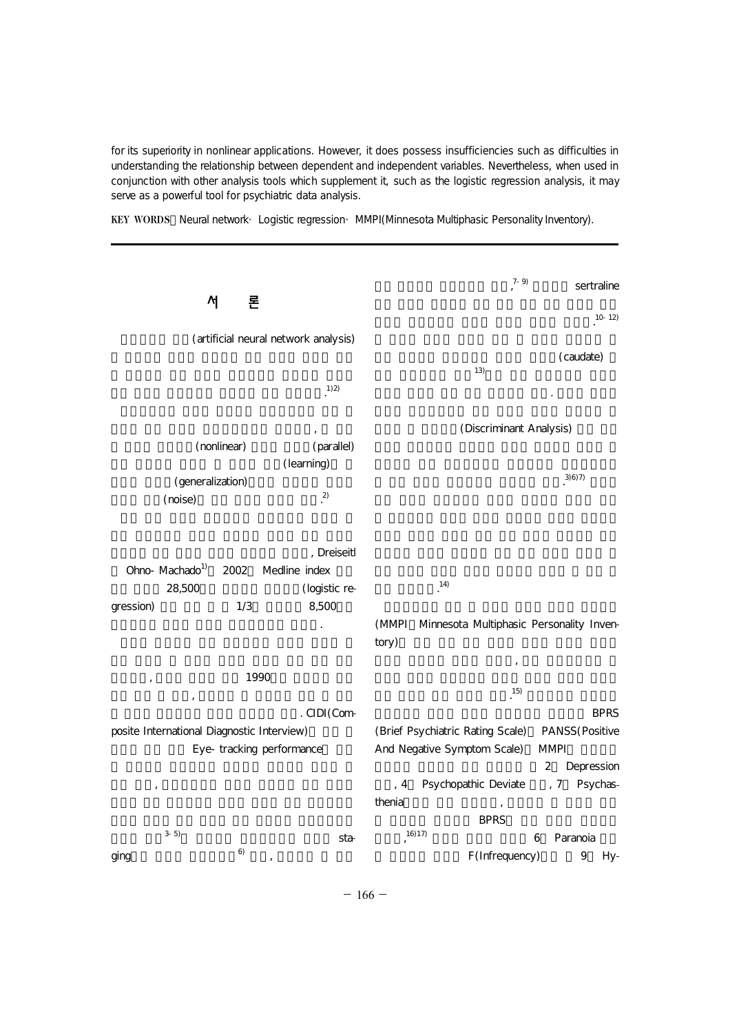for its superiority in nonlinear applications. However, it does possess insufficiencies such as difficulties in understanding the relationship between dependent and independent variables. Nevertheless, when used in conjunction with other analysis tools which supplement it, such as the logistic regression analysis, it may serve as a powerful tool for psychiatric data analysis.

**KEY WORDS**：Neural network · Logistic regression · MMPI(Minnesota Multiphasic Personality Inventory).

## 서 론

(artificial neural network analysis)

.[1)2)]

,

(nonlinear) (parallel)

(learning)

(generalization)

(noise) .[2)]

, Dreiseitl

Ohno-Machado[1)] 2002 Medline index

28,500 (logistic regression) 1/3 8,500

.

, 1990

,

. CIDI(Composite International Diagnostic Interview)

Eye-tracking performance

,

[3-5)] staging [6)] ,

,[7-9)] sertraline

.[10-12)]

(caudate)

[13)]

.

(Discriminant Analysis)

.[3)6)7)]

.[14)]

(MMPI：Minnesota Multiphasic Personality Inventory)

,

.[15)]

BPRS (Brief Psychiatric Rating Scale) PANSS(Positive And Negative Symptom Scale) MMPI

2 Depression

, 4 Psychopathic Deviate , 7 Psychasthenia

,

BPRS

,[16)17)] 6 Paranoia

F(Infrequency) 9 Hy-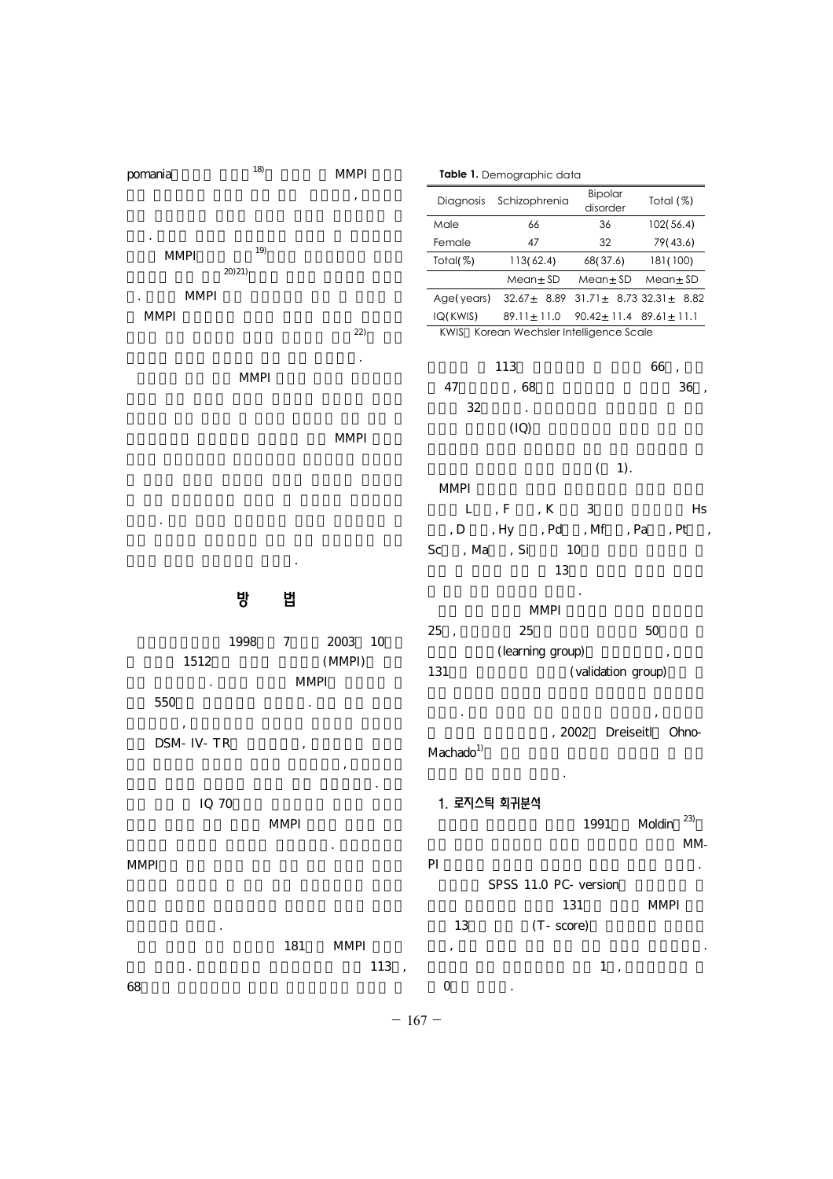pomania 18) MMPI

,

.

MMPI 19)

20)21)

. MMPI

MMPI

22)

.

MMPI

MMPI

.

.

## 방 법

1998 7 2003 10

1512 (MMPI)

. MMPI

550 .

,

DSM-IV-TR ,

,

.

IQ 70

MMPI

.

MMPI

.

181 MMPI

. 113 ,

68

**Table 1.** Demographic data

| Diagnosis | Schizophrenia | Bipolar disorder | Total (%) |
|---|---|---|---|
| Male | 66 | 36 | 102(56.4) |
| Female | 47 | 32 | 79(43.6) |
| Total(%) | 113(62.4) | 68(37.6) | 181(100) |
| | Mean±SD | Mean±SD | Mean±SD |
| Age(years) | 32.67± 8.89 | 31.71± 8.73 | 32.31± 8.82 |
| IQ(KWIS) | 89.11±11.0 | 90.42±11.4 | 89.61±11.1 |

KWIS Korean Wechsler Intelligence Scale

113 66 ,

47 , 68 36 ,

32 .

(IQ)

( 1).

MMPI

L , F , K 3 Hs

, D , Hy , Pd , Mf , Pa , Pt ,

Sc , Ma , Si 10

13

.

MMPI

25 , 25 50

(learning group) ,

131 (validation group)

. ,

, 2002 Dreiseitl Ohno-Machado[1]

.

### 1. 로지스틱 회귀분석

1991 Moldin[23]

MMPI .

SPSS 11.0 PC-version

131 MMPI

13 (T-score)

, .

1 ,

0 .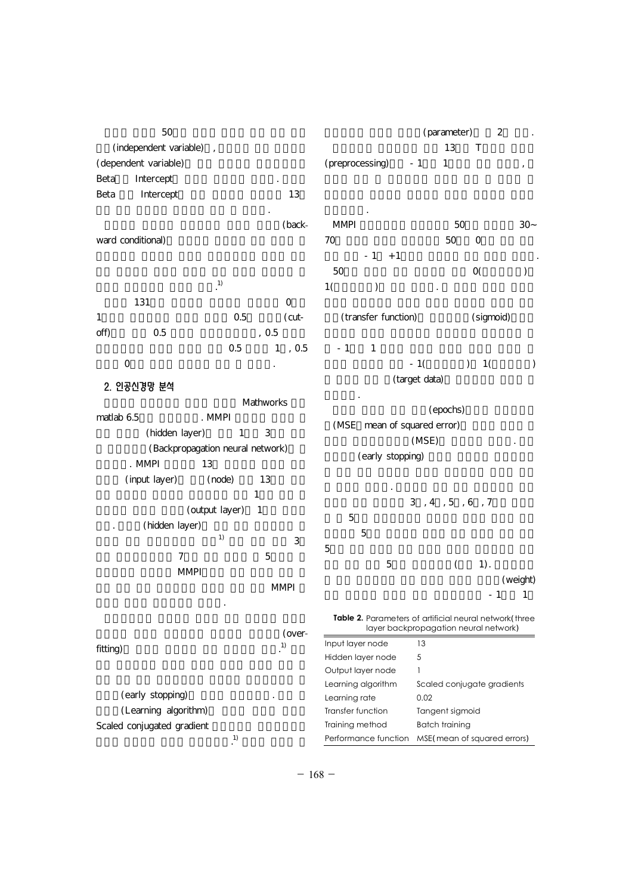50

(independent variable) ,

(dependent variable)

Beta Intercept .

Beta Intercept 13

.

(backward conditional)

.[1]

131 0

1 0.5 (cutoff) 0.5 , 0.5

0.5 1 , 0.5

0 .

## 2. 인공신경망 분석

Mathworks matlab 6.5 . MMPI

(hidden layer) 1 3

(Backpropagation neural network)

. MMPI 13

(input layer) (node) 13

1

(output layer) 1

. (hidden layer)

[1] 3

7 5

MMPI

MMPI

.

(overfitting) .[1]

(early stopping) .

(Learning algorithm)

Scaled conjugated gradient

.[1]

(parameter) 2 .

13 T

(preprocessing) - 1 1 ,

.

MMPI 50 30~70 50 0

- 1 +1 .

50 0( )

1( ) .

(transfer function) (sigmoid)

- 1 1

- 1( ) 1( )

(target data)

.

(epochs)

(MSE mean of squared error)

(MSE) .

(early stopping)

.

3 , 4 , 5 , 6 , 7

5

5

5

5 ( 1).

(weight)

- 1 1

**Table 2.** Parameters of artificial neural network(three layer backpropagation neural network)

| | |
|---|---|
| Input layer node | 13 |
| Hidden layer node | 5 |
| Output layer node | 1 |
| Learning algorithm | Scaled conjugate gradients |
| Learning rate | 0.02 |
| Transfer function | Tangent sigmoid |
| Training method | Batch training |
| Performance function | MSE(mean of squared errors) |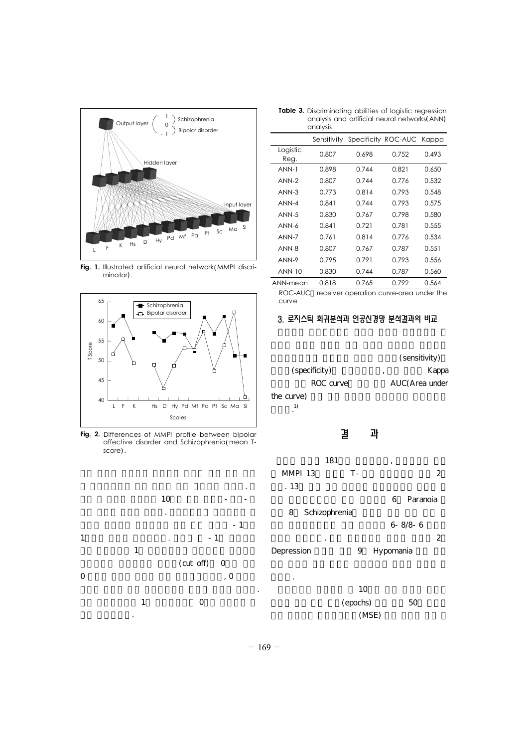Fig. 1. Illustrated artificial neural network(MMPI discriminator).

Fig. 2. Differences of MMPI profile between bipolar affective disorder and Schizophrenia(mean T-score).

.

10 - - -

.

- 1

1 . - 1

1

(cut off) 0

0 , 0

.

1 0

.

**Table 3.** Discriminating abilities of logistic regression analysis and artificial neural networks(ANN) analysis

| | Sensitivity | Specificity | ROC-AUC | Kappa |
|---|---|---|---|---|
| Logistic Reg. | 0.807 | 0.698 | 0.752 | 0.493 |
| ANN-1 | 0.898 | 0.744 | 0.821 | 0.650 |
| ANN-2 | 0.807 | 0.744 | 0.776 | 0.532 |
| ANN-3 | 0.773 | 0.814 | 0.793 | 0.548 |
| ANN-4 | 0.841 | 0.744 | 0.793 | 0.575 |
| ANN-5 | 0.830 | 0.767 | 0.798 | 0.580 |
| ANN-6 | 0.841 | 0.721 | 0.781 | 0.555 |
| ANN-7 | 0.761 | 0.814 | 0.776 | 0.534 |
| ANN-8 | 0.807 | 0.767 | 0.787 | 0.551 |
| ANN-9 | 0.795 | 0.791 | 0.793 | 0.556 |
| ANN-10 | 0.830 | 0.744 | 0.787 | 0.560 |
| ANN-mean | 0.818 | 0.765 | 0.792 | 0.564 |

ROC-AUC receiver operation curve-area under the curve

### 3. 로지스틱 회귀분석과 인공신경망 분석결과의 비교

(sensitivity) (specificity) , Kappa ROC curve AUC(Area under the curve) .[1)]

## 결 과

181 , MMPI 13 T- 2 . 13 6 Paranoia 8 Schizophrenia 6- 8/8- 6 . 2 Depression 9 Hypomania .

10 (epochs) 50 (MSE)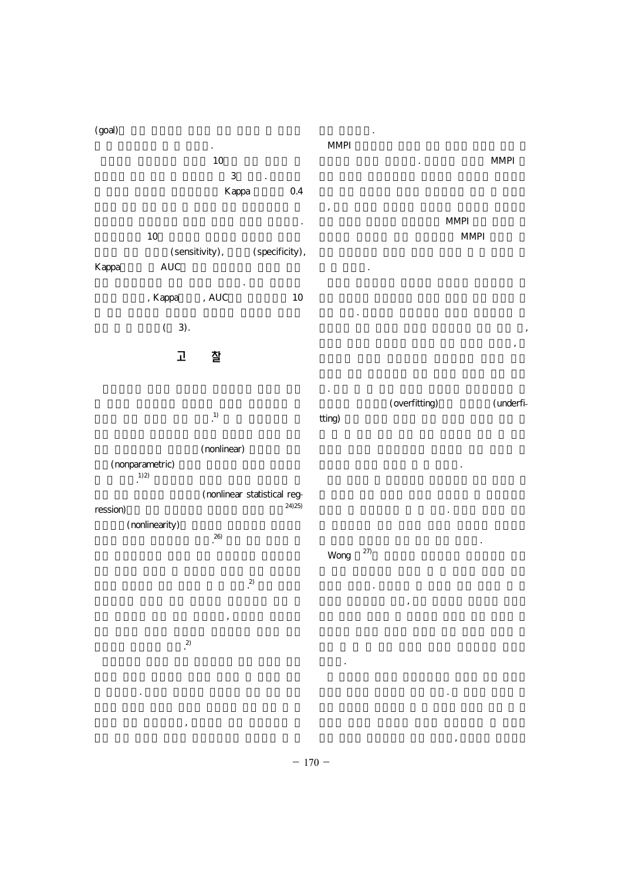(goal) ... .

... 10 ... 3 ... . ... Kappa ... 0.4 ... . ... 10 ... (sensitivity), ... (specificity), Kappa ... AUC ... . ... , Kappa ... , AUC ... 10 ... ( 3).

## 고 찰

... .[1] ... (nonlinear) ... (nonparametric) ... .[1,2] ... (nonlinear statistical regression) ... [24,25] (nonlinearity) ... .[26] ... .[2] ... , ... .[2]

... . ... , ... .

MMPI ... . ... MMPI ... , ... MMPI ... MMPI ... .

... . ... , ... , ... . ... (overfitting) ... (underfitting) ... .

... . ... .

Wong [27] ... . ... , ... .

... . ... , ...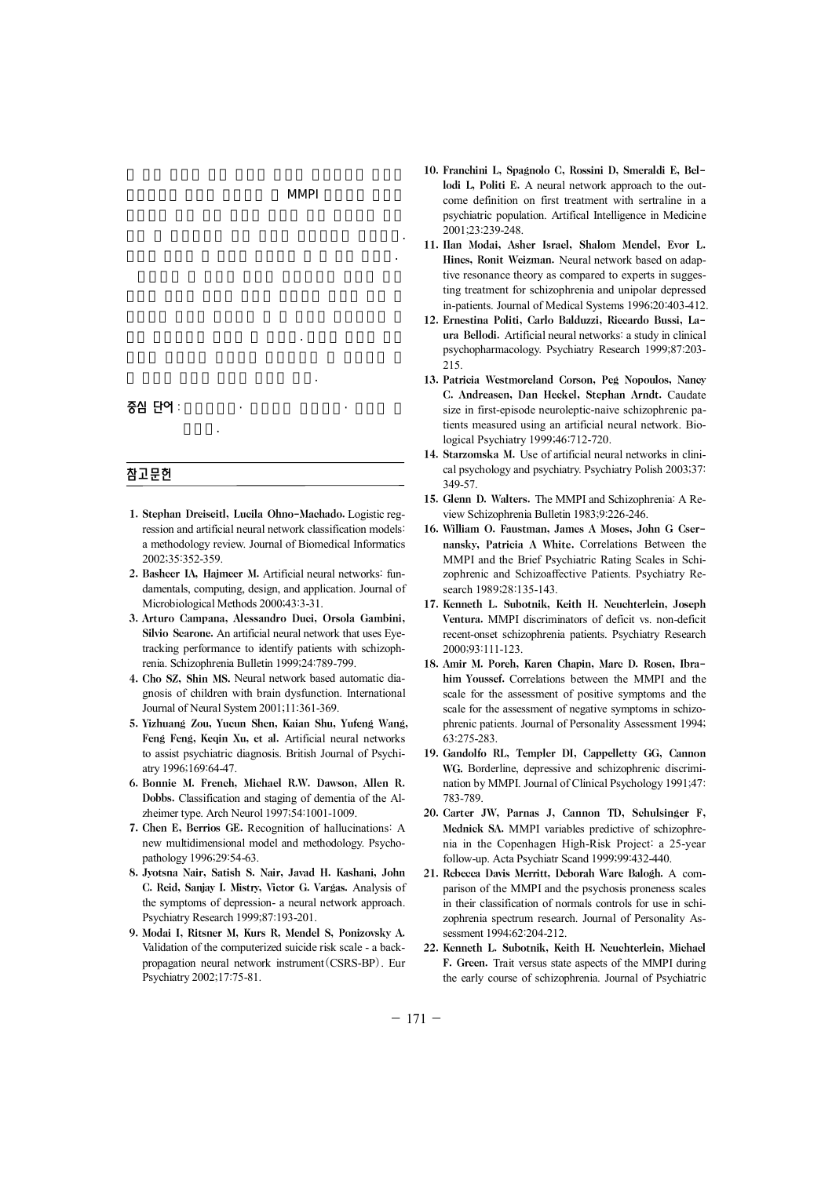**중심 단어** :

## 참고문헌

1. **Stephan Dreiseitl, Lucila Ohno-Machado.** Logistic regression and artificial neural network classification models: a methodology review. Journal of Biomedical Informatics 2002;35:352-359.
2. **Basheer IA, Hajmeer M.** Artificial neural networks: fundamentals, computing, design, and application. Journal of Microbiological Methods 2000;43:3-31.
3. **Arturo Campana, Alessandro Duci, Orsola Gambini, Silvio Scarone.** An artificial neural network that uses Eye-tracking performance to identify patients with schizophrenia. Schizophrenia Bulletin 1999;24:789-799.
4. **Cho SZ, Shin MS.** Neural network based automatic diagnosis of children with brain dysfunction. International Journal of Neural System 2001;11:361-369.
5. **Yizhuang Zou, Yucun Shen, Kaian Shu, Yufeng Wang, Feng Feng, Keqin Xu, et al.** Artificial neural networks to assist psychiatric diagnosis. British Journal of Psychiatry 1996;169:64-47.
6. **Bonnie M. French, Michael R.W. Dawson, Allen R. Dobbs.** Classification and staging of dementia of the Alzheimer type. Arch Neurol 1997;54:1001-1009.
7. **Chen E, Berrios GE.** Recognition of hallucinations: A new multidimensional model and methodology. Psychopathology 1996;29:54-63.
8. **Jyotsna Nair, Satish S. Nair, Javad H. Kashani, John C. Reid, Sanjay I. Mistry, Victor G. Vargas.** Analysis of the symptoms of depression- a neural network approach. Psychiatry Research 1999;87:193-201.
9. **Modai I, Ritsner M, Kurs R, Mendel S, Ponizovsky A.** Validation of the computerized suicide risk scale - a backpropagation neural network instrument(CSRS-BP). Eur Psychiatry 2002;17:75-81.
10. **Franchini L, Spagnolo C, Rossini D, Smeraldi E, Bellodi L, Politi E.** A neural network approach to the outcome definition on first treatment with sertraline in a psychiatric population. Artifical Intelligence in Medicine 2001;23:239-248.
11. **Ilan Modai, Asher Israel, Shalom Mendel, Evor L. Hines, Ronit Weizman.** Neural network based on adaptive resonance theory as compared to experts in suggesting treatment for schizophrenia and unipolar depressed in-patients. Journal of Medical Systems 1996;20:403-412.
12. **Ernestina Politi, Carlo Balduzzi, Riccardo Bussi, Laura Bellodi.** Artificial neural networks: a study in clinical psychopharmacology. Psychiatry Research 1999;87:203-215.
13. **Patricia Westmoreland Corson, Peg Nopoulos, Nancy C. Andreasen, Dan Heckel, Stephan Arndt.** Caudate size in first-episode neuroleptic-naive schizophrenic patients measured using an artificial neural network. Biological Psychiatry 1999;46:712-720.
14. **Starzomska M.** Use of artificial neural networks in clinical psychology and psychiatry. Psychiatry Polish 2003;37:349-57.
15. **Glenn D. Walters.** The MMPI and Schizophrenia: A Review Schizophrenia Bulletin 1983;9:226-246.
16. **William O. Faustman, James A Moses, John G Csernansky, Patricia A White.** Correlations Between the MMPI and the Brief Psychiatric Rating Scales in Schizophrenic and Schizoaffective Patients. Psychiatry Research 1989;28:135-143.
17. **Kenneth L. Subotnik, Keith H. Neuchterlein, Joseph Ventura.** MMPI discriminators of deficit vs. non-deficit recent-onset schizophrenia patients. Psychiatry Research 2000;93:111-123.
18. **Amir M. Poreh, Karen Chapin, Marc D. Rosen, Ibrahim Youssef.** Correlations between the MMPI and the scale for the assessment of positive symptoms and the scale for the assessment of negative symptoms in schizophrenic patients. Journal of Personality Assessment 1994;63:275-283.
19. **Gandolfo RL, Templer DI, Cappelletty GG, Cannon WG.** Borderline, depressive and schizophrenic discrimination by MMPI. Journal of Clinical Psychology 1991;47:783-789.
20. **Carter JW, Parnas J, Cannon TD, Schulsinger F, Mednick SA.** MMPI variables predictive of schizophrenia in the Copenhagen High-Risk Project: a 25-year follow-up. Acta Psychiatr Scand 1999;99:432-440.
21. **Rebecca Davis Merritt, Deborah Ware Balogh.** A comparison of the MMPI and the psychosis proneness scales in their classification of normals controls for use in schizophrenia spectrum research. Journal of Personality Assessment 1994;62:204-212.
22. **Kenneth L. Subotnik, Keith H. Neuchterlein, Michael F. Green.** Trait versus state aspects of the MMPI during the early course of schizophrenia. Journal of Psychiatric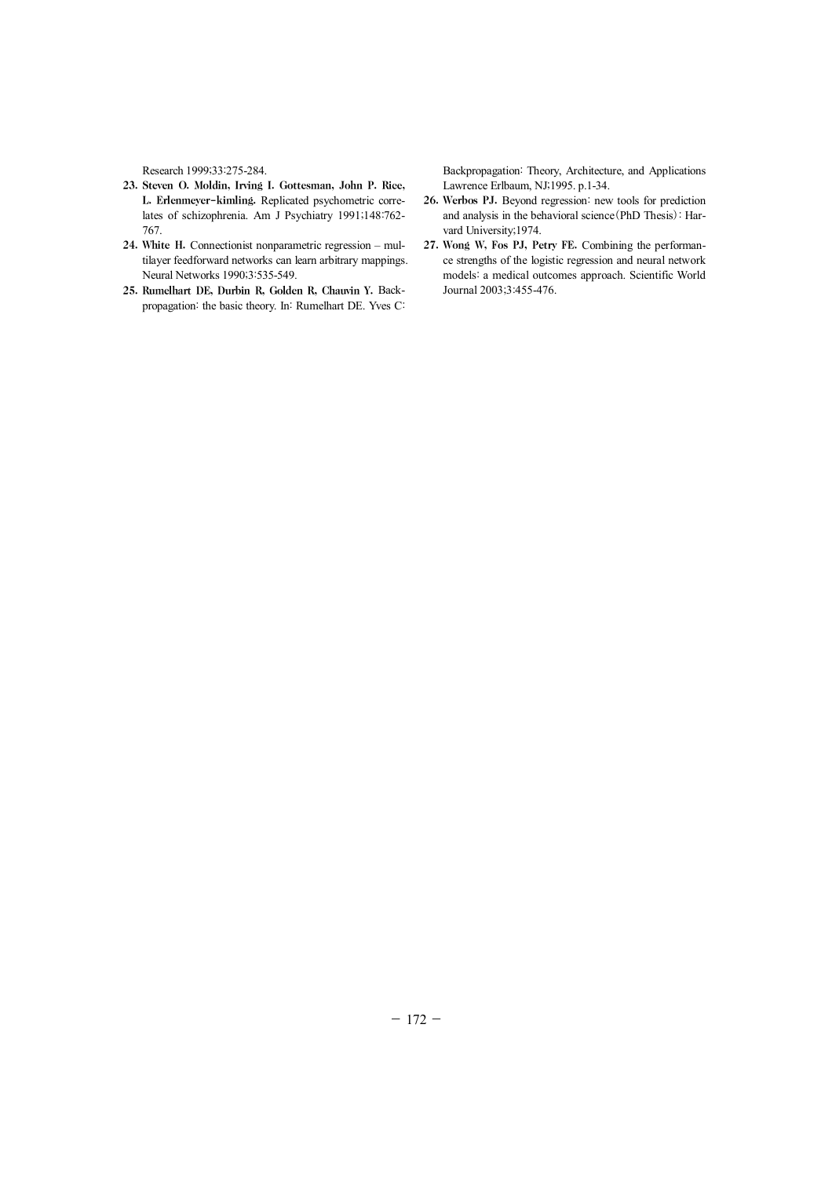Research 1999;33:275-284.

23. **Steven O. Moldin, Irving I. Gottesman, John P. Rice, L. Erlenmeyer-kimling.** Replicated psychometric correlates of schizophrenia. Am J Psychiatry 1991;148:762-767.
24. **White H.** Connectionist nonparametric regression – multilayer feedforward networks can learn arbitrary mappings. Neural Networks 1990;3:535-549.
25. **Rumelhart DE, Durbin R, Golden R, Chauvin Y.** Backpropagation: the basic theory. In: Rumelhart DE. Yves C: Backpropagation: Theory, Architecture, and Applications Lawrence Erlbaum, NJ;1995. p.1-34.
26. **Werbos PJ.** Beyond regression: new tools for prediction and analysis in the behavioral science(PhD Thesis): Harvard University;1974.
27. **Wong W, Fos PJ, Petry FE.** Combining the performance strengths of the logistic regression and neural network models: a medical outcomes approach. Scientific World Journal 2003;3:455-476.